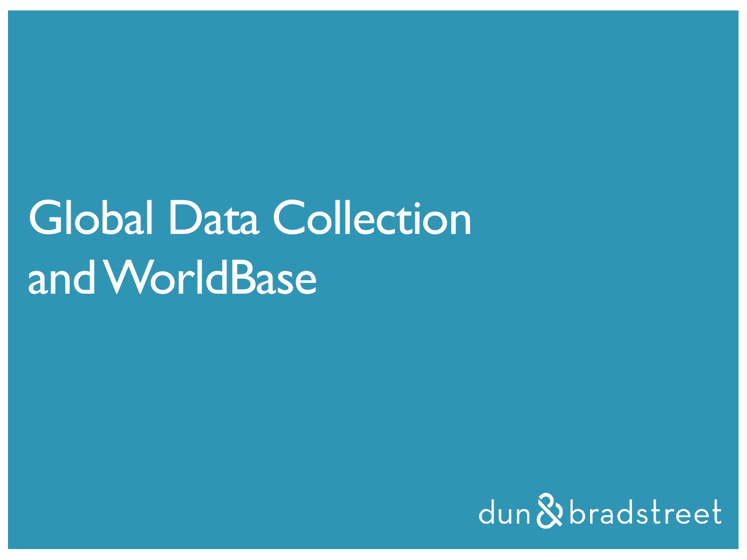# Global Data Collection and WorldBase

dun & bradstreet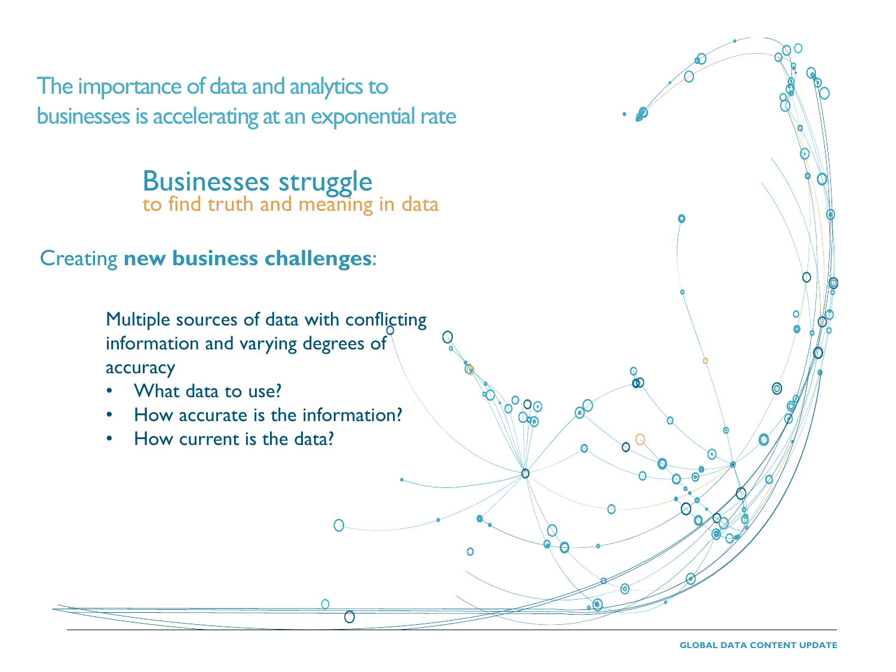# The importance of data and analytics to businesses is accelerating at an exponential rate

## Businesses struggle

to find truth and meaning in data

Creating **new business challenges**:

Multiple sources of data with conflicting information and varying degrees of accuracy

- What data to use?
- How accurate is the information?
- How current is the data?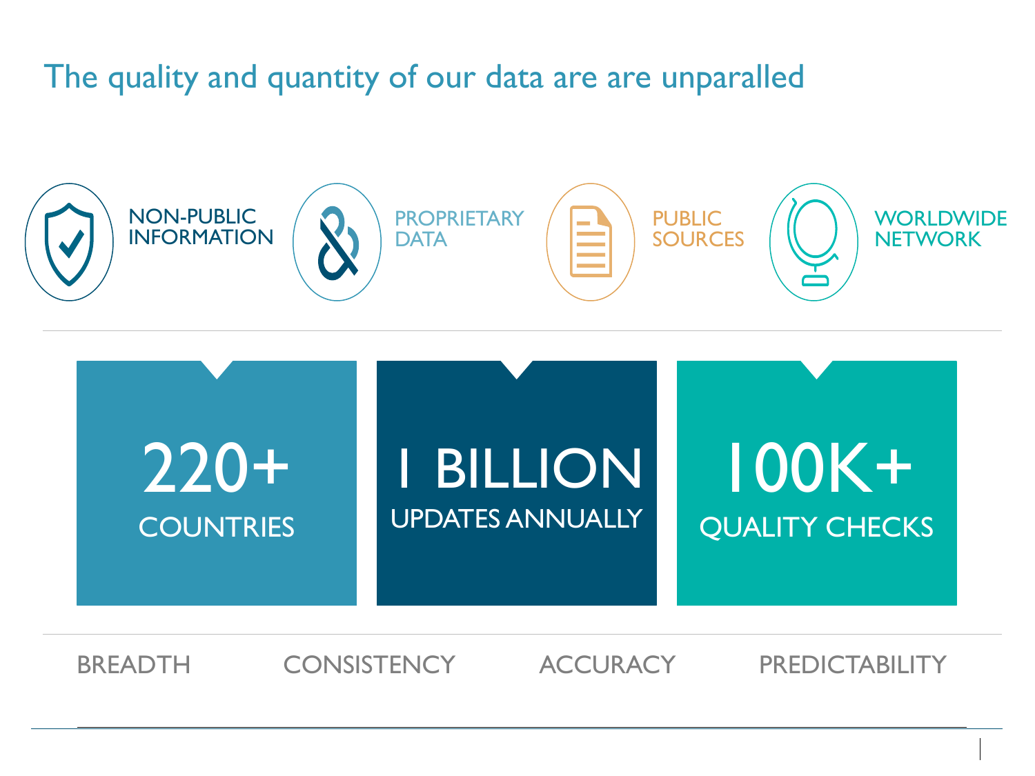# The quality and quantity of our data are are unparalled

NON-PUBLIC INFORMATION

PROPRIETARY DATA

PUBLIC SOURCES

WORLDWIDE NETWORK

**220+**
COUNTRIES

**1 BILLION**
UPDATES ANNUALLY

**100K+**
QUALITY CHECKS

BREADTH

CONSISTENCY

ACCURACY

PREDICTABILITY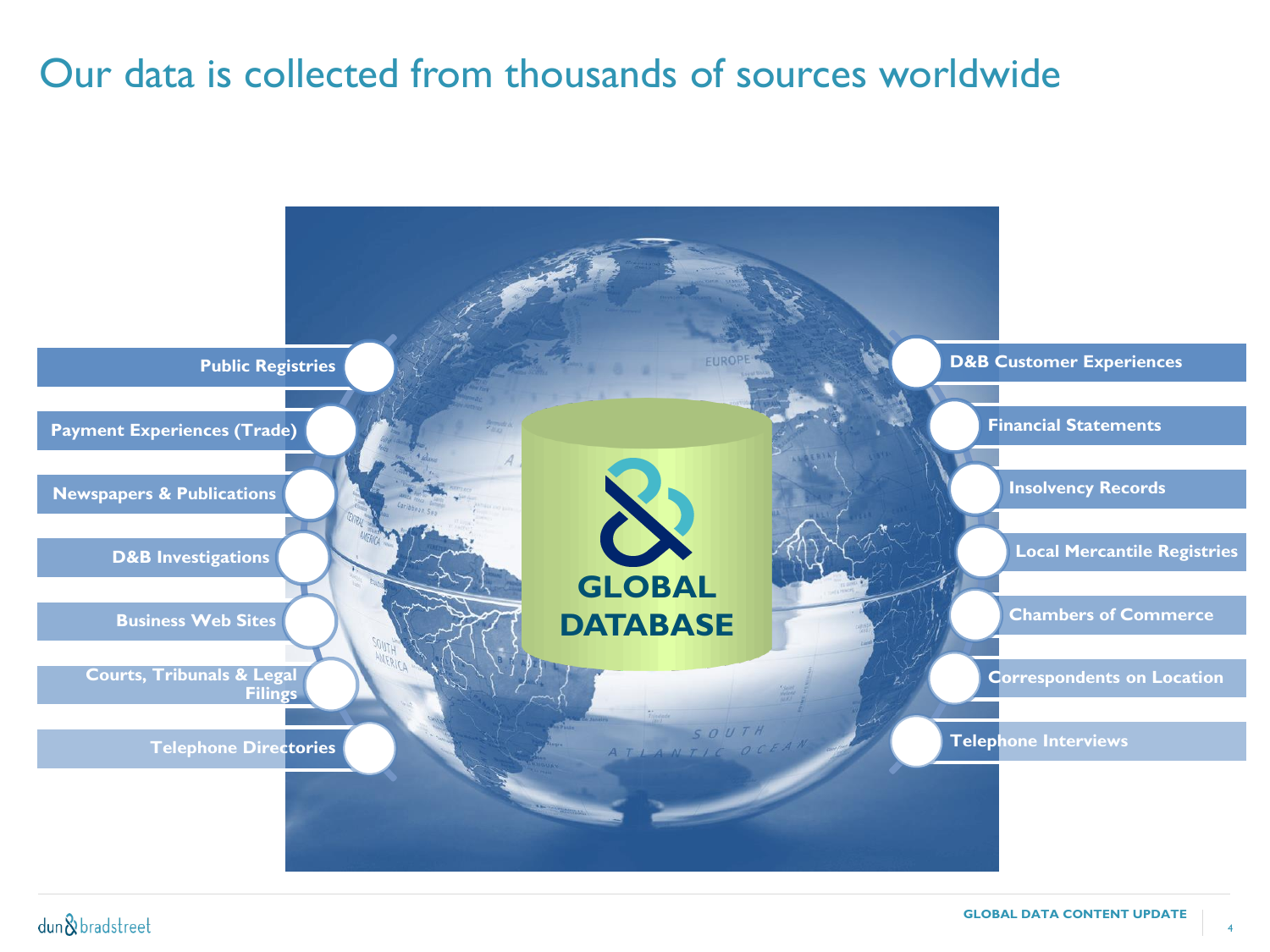# Our data is collected from thousands of sources worldwide

- Public Registries
- Payment Experiences (Trade)
- Newspapers & Publications
- D&B Investigations
- Business Web Sites
- Courts, Tribunals & Legal Filings
- Telephone Directories

**GLOBAL DATABASE**

- D&B Customer Experiences
- Financial Statements
- Insolvency Records
- Local Mercantile Registries
- Chambers of Commerce
- Correspondents on Location
- Telephone Interviews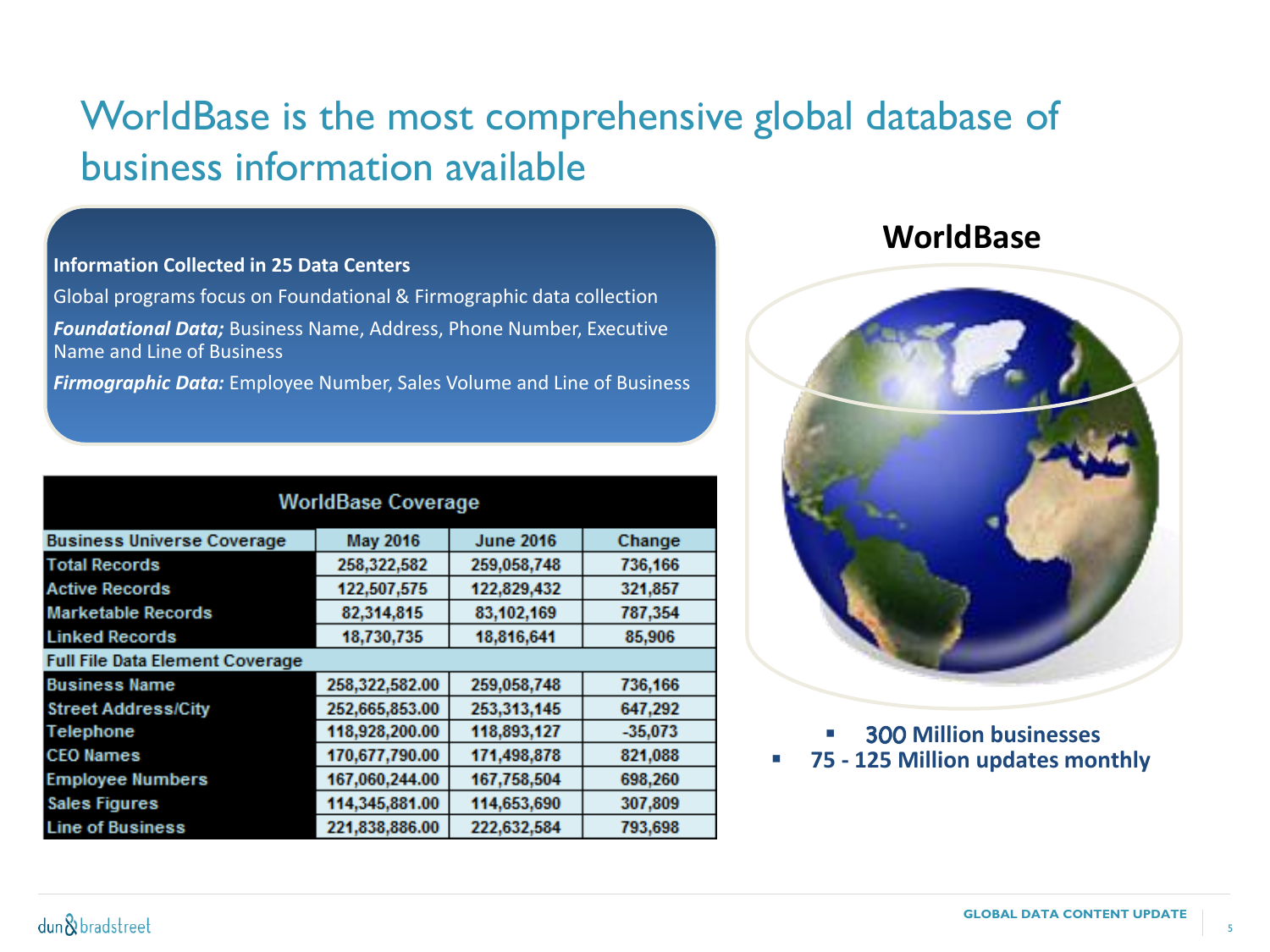# WorldBase is the most comprehensive global database of business information available

**Information Collected in 25 Data Centers**

Global programs focus on Foundational & Firmographic data collection

***Foundational Data;*** Business Name, Address, Phone Number, Executive Name and Line of Business

***Firmographic Data:*** Employee Number, Sales Volume and Line of Business

| WorldBase Coverage | | | |
|---|---|---|---|
| Business Universe Coverage | May 2016 | June 2016 | Change |
| Total Records | 258,322,582 | 259,058,748 | 736,166 |
| Active Records | 122,507,575 | 122,829,432 | 321,857 |
| Marketable Records | 82,314,815 | 83,102,169 | 787,354 |
| Linked Records | 18,730,735 | 18,816,641 | 85,906 |
| Full File Data Element Coverage | | | |
| Business Name | 258,322,582.00 | 259,058,748 | 736,166 |
| Street Address/City | 252,665,853.00 | 253,313,145 | 647,292 |
| Telephone | 118,928,200.00 | 118,893,127 | -35,073 |
| CEO Names | 170,677,790.00 | 171,498,878 | 821,088 |
| Employee Numbers | 167,060,244.00 | 167,758,504 | 698,260 |
| Sales Figures | 114,345,881.00 | 114,653,690 | 307,809 |
| Line of Business | 221,838,886.00 | 222,632,584 | 793,698 |

## WorldBase

- **300 Million businesses**
- **75 - 125 Million updates monthly**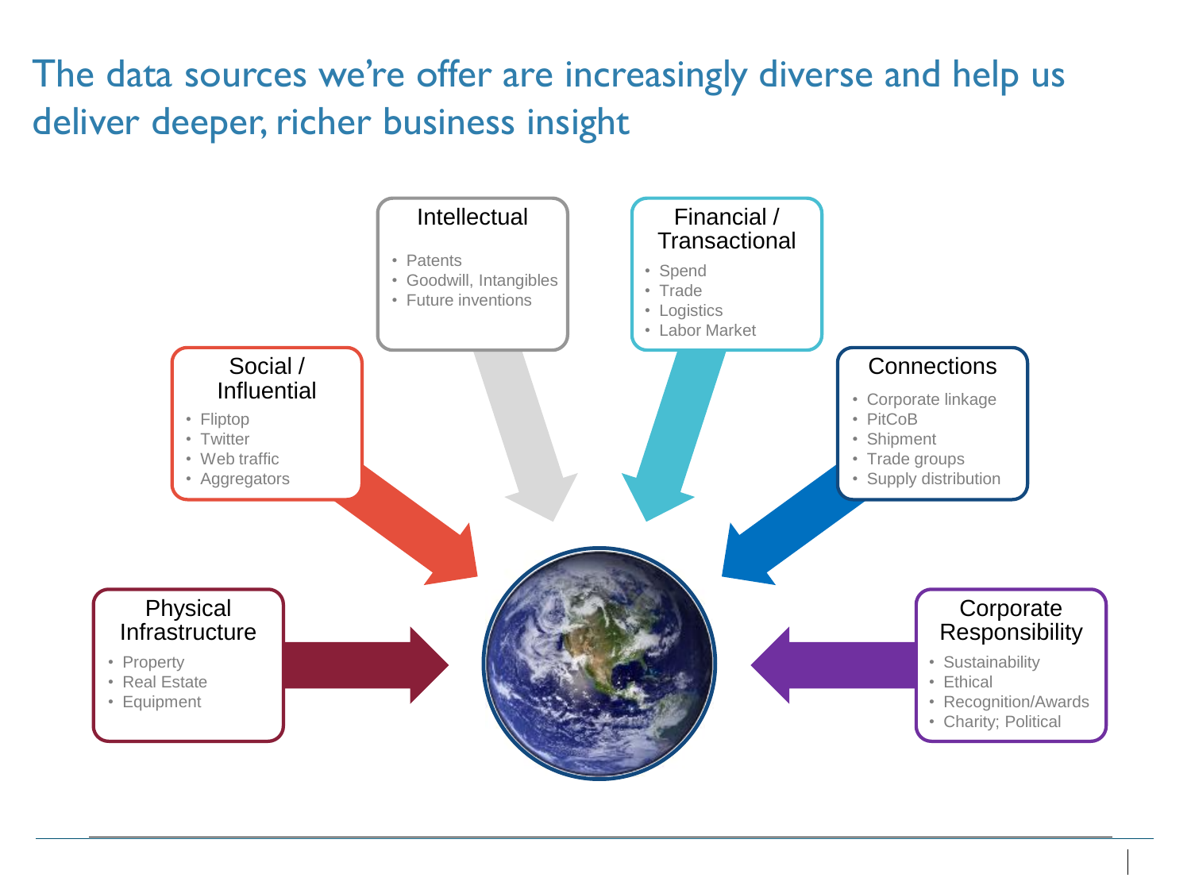# The data sources we're offer are increasingly diverse and help us deliver deeper, richer business insight

### Intellectual
- Patents
- Goodwill, Intangibles
- Future inventions

### Financial / Transactional
- Spend
- Trade
- Logistics
- Labor Market

### Social / Influential
- Fliptop
- Twitter
- Web traffic
- Aggregators

### Connections
- Corporate linkage
- PitCoB
- Shipment
- Trade groups
- Supply distribution

### Physical Infrastructure
- Property
- Real Estate
- Equipment

### Corporate Responsibility
- Sustainability
- Ethical
- Recognition/Awards
- Charity; Political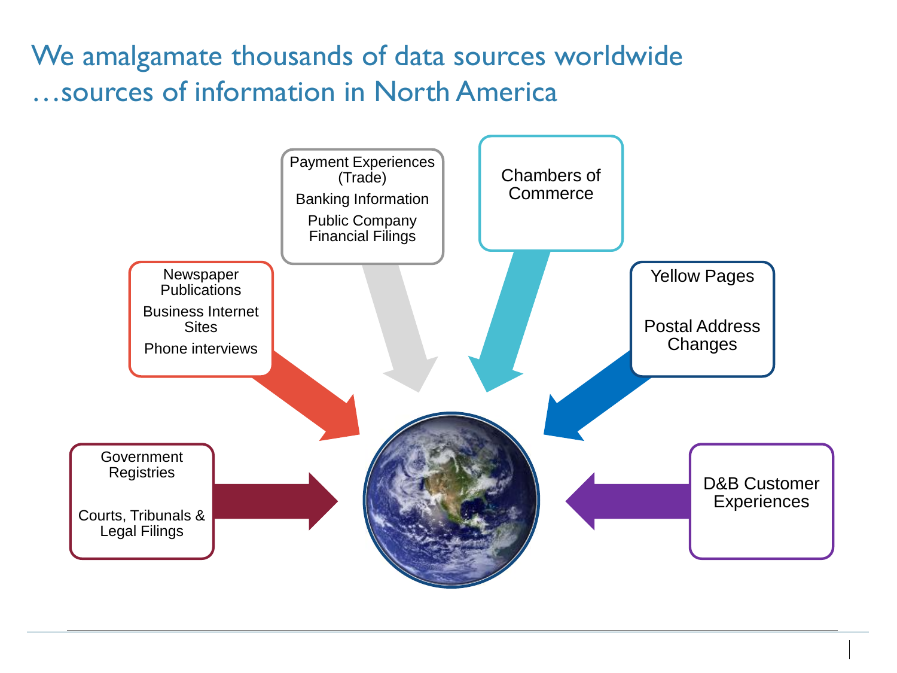# We amalgamate thousands of data sources worldwide …sources of information in North America

- Government Registries
- Courts, Tribunals & Legal Filings

- Newspaper Publications
- Business Internet Sites
- Phone interviews

- Payment Experiences (Trade)
- Banking Information
- Public Company Financial Filings

- Chambers of Commerce

- Yellow Pages
- Postal Address Changes

- D&B Customer Experiences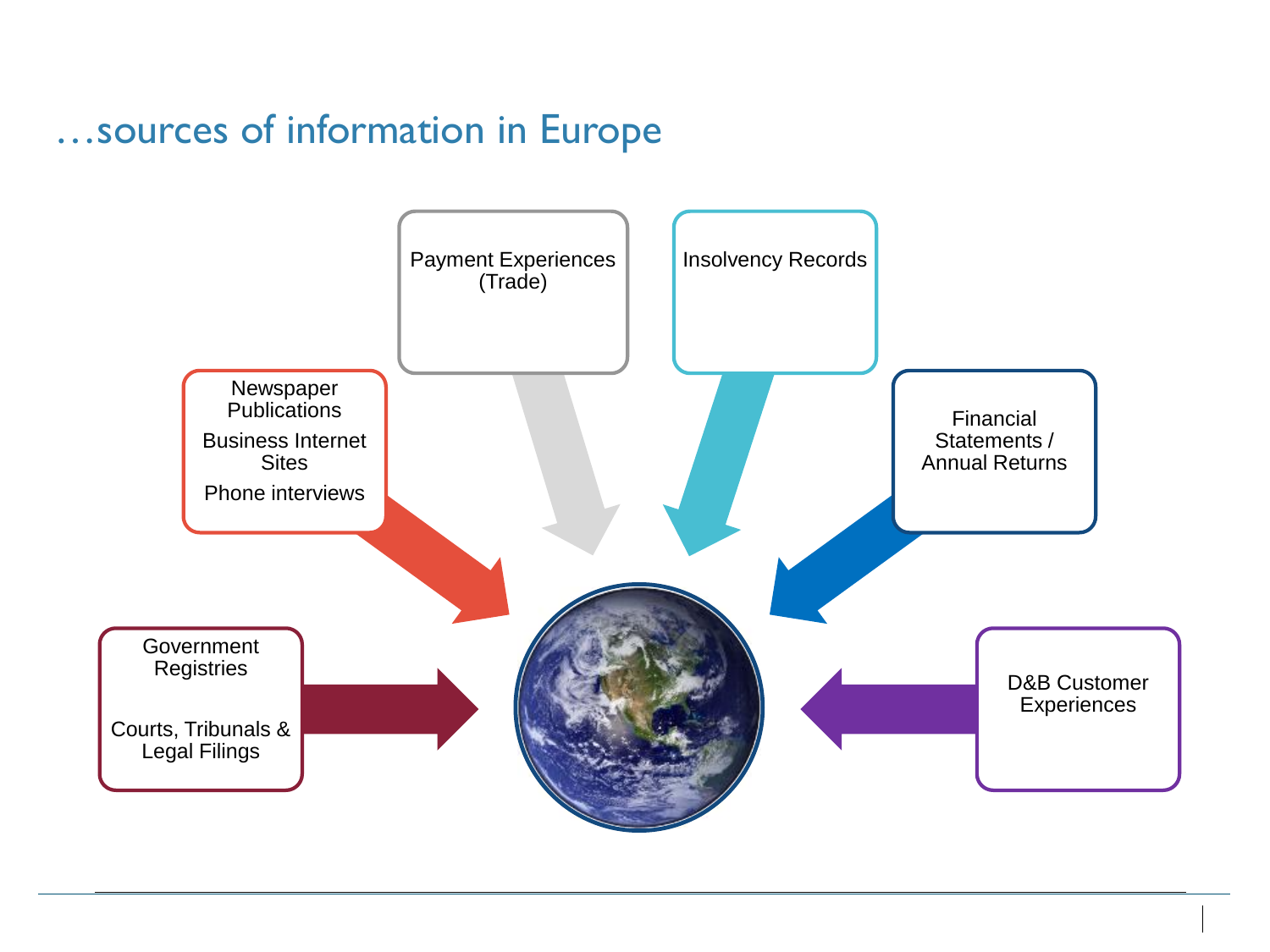# …sources of information in Europe

- Newspaper Publications
  - Business Internet Sites
  - Phone interviews
- Payment Experiences (Trade)
- Insolvency Records
- Financial Statements / Annual Returns
- Government Registries
  - Courts, Tribunals & Legal Filings
- D&B Customer Experiences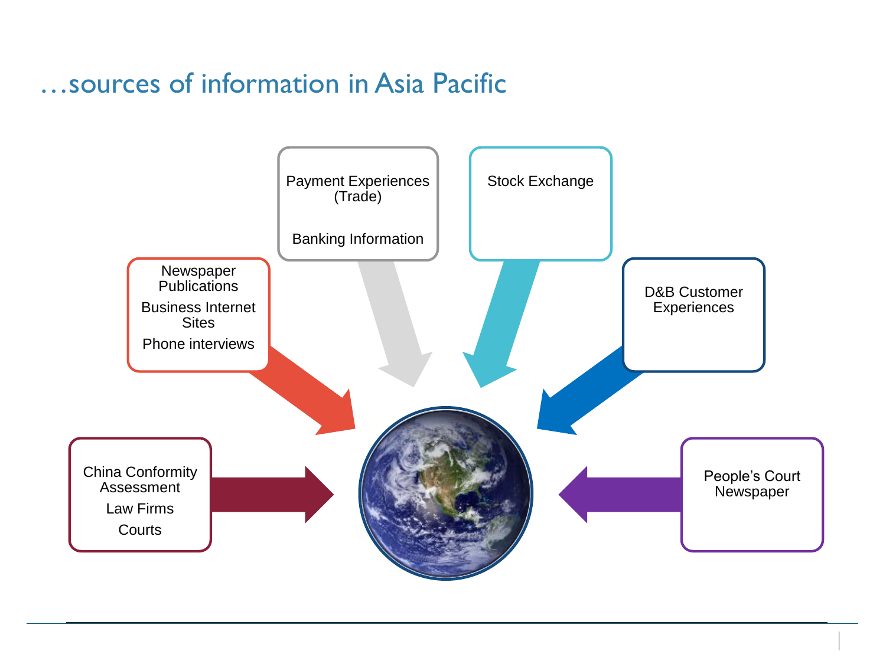# …sources of information in Asia Pacific

- Payment Experiences (Trade)
  - Banking Information
- Stock Exchange
- Newspaper Publications
  - Business Internet Sites
  - Phone interviews
- D&B Customer Experiences
- China Conformity Assessment
  - Law Firms
  - Courts
- People's Court Newspaper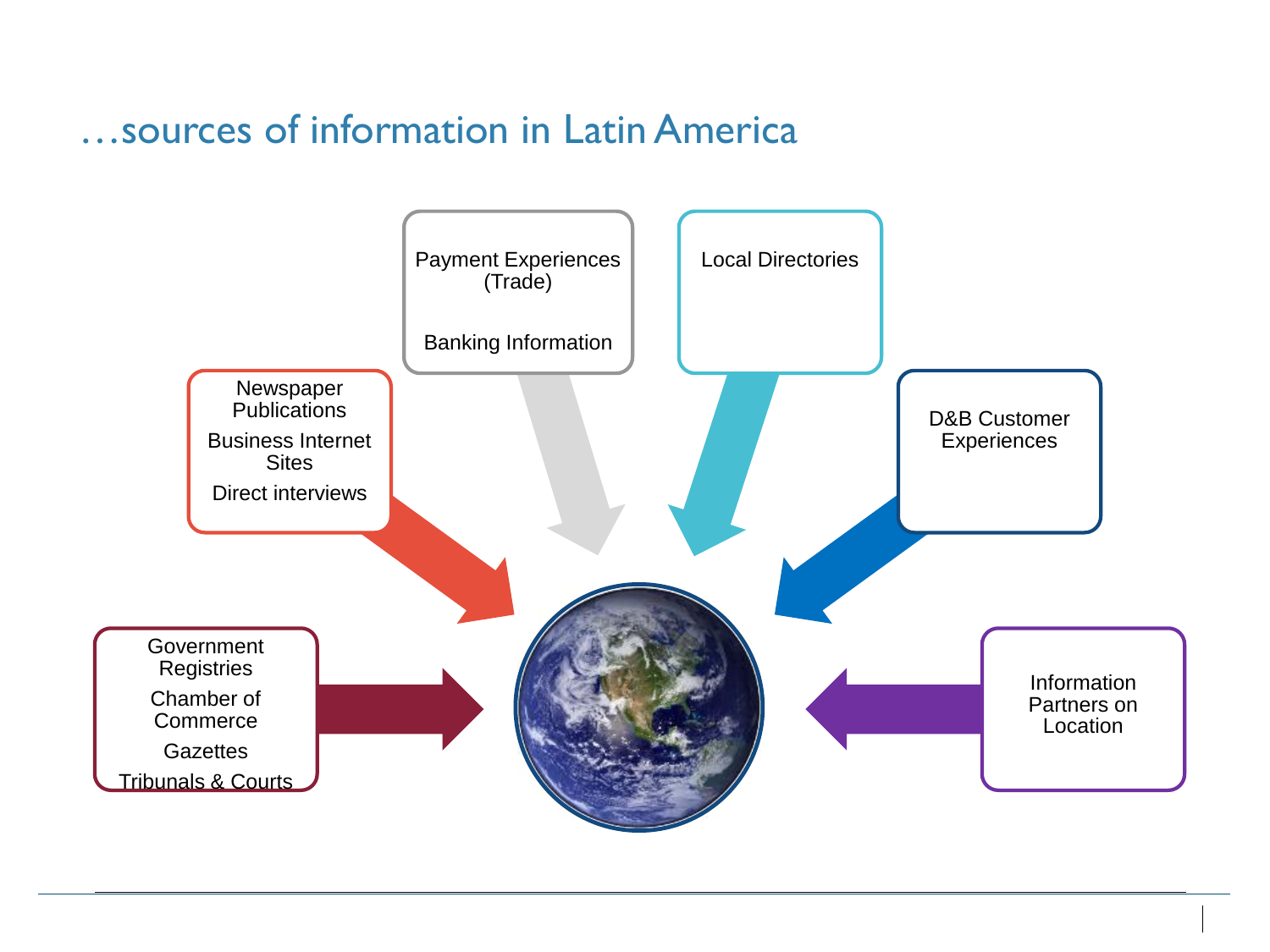# …sources of information in Latin America

- Government Registries
- Chamber of Commerce
- Gazettes
- Tribunals & Courts

---

- Newspaper Publications
- Business Internet Sites
- Direct interviews

---

- Payment Experiences (Trade)
- Banking Information

---

- Local Directories

---

- D&B Customer Experiences

---

- Information Partners on Location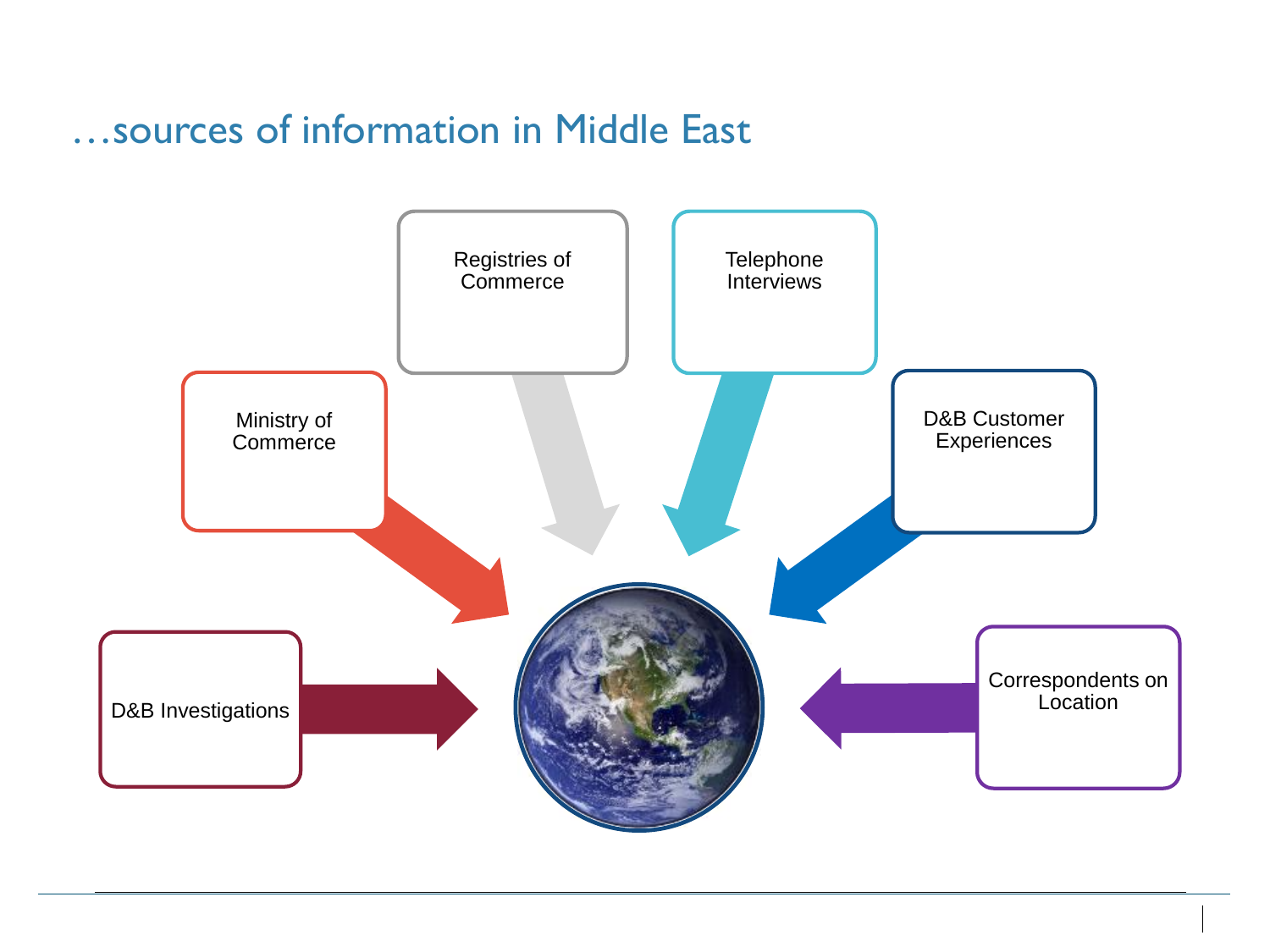# …sources of information in Middle East

- Ministry of Commerce
- Registries of Commerce
- Telephone Interviews
- D&B Customer Experiences
- D&B Investigations
- Correspondents on Location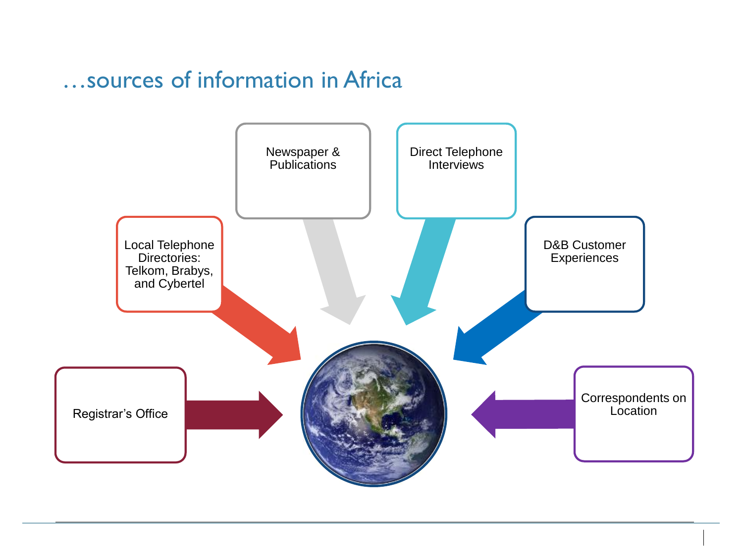## …sources of information in Africa

- Registrar's Office
- Local Telephone Directories: Telkom, Brabys, and Cybertel
- Newspaper & Publications
- Direct Telephone Interviews
- D&B Customer Experiences
- Correspondents on Location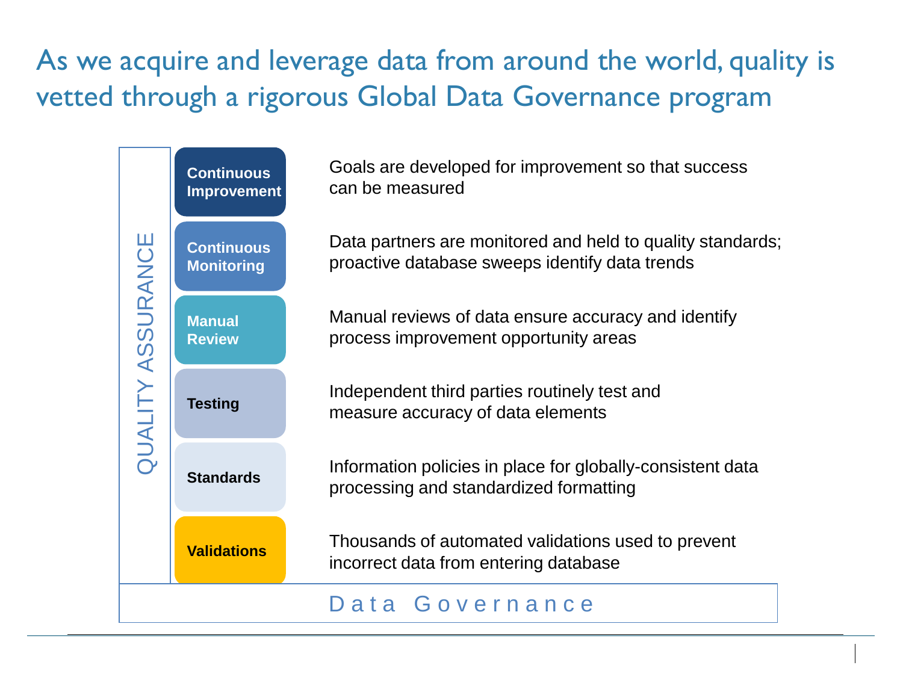# As we acquire and leverage data from around the world, quality is vetted through a rigorous Global Data Governance program

QUALITY ASSURANCE

| Stage | Description |
| --- | --- |
| **Continuous Improvement** | Goals are developed for improvement so that success can be measured |
| **Continuous Monitoring** | Data partners are monitored and held to quality standards; proactive database sweeps identify data trends |
| **Manual Review** | Manual reviews of data ensure accuracy and identify process improvement opportunity areas |
| **Testing** | Independent third parties routinely test and measure accuracy of data elements |
| **Standards** | Information policies in place for globally-consistent data processing and standardized formatting |
| **Validations** | Thousands of automated validations used to prevent incorrect data from entering database |

Data Governance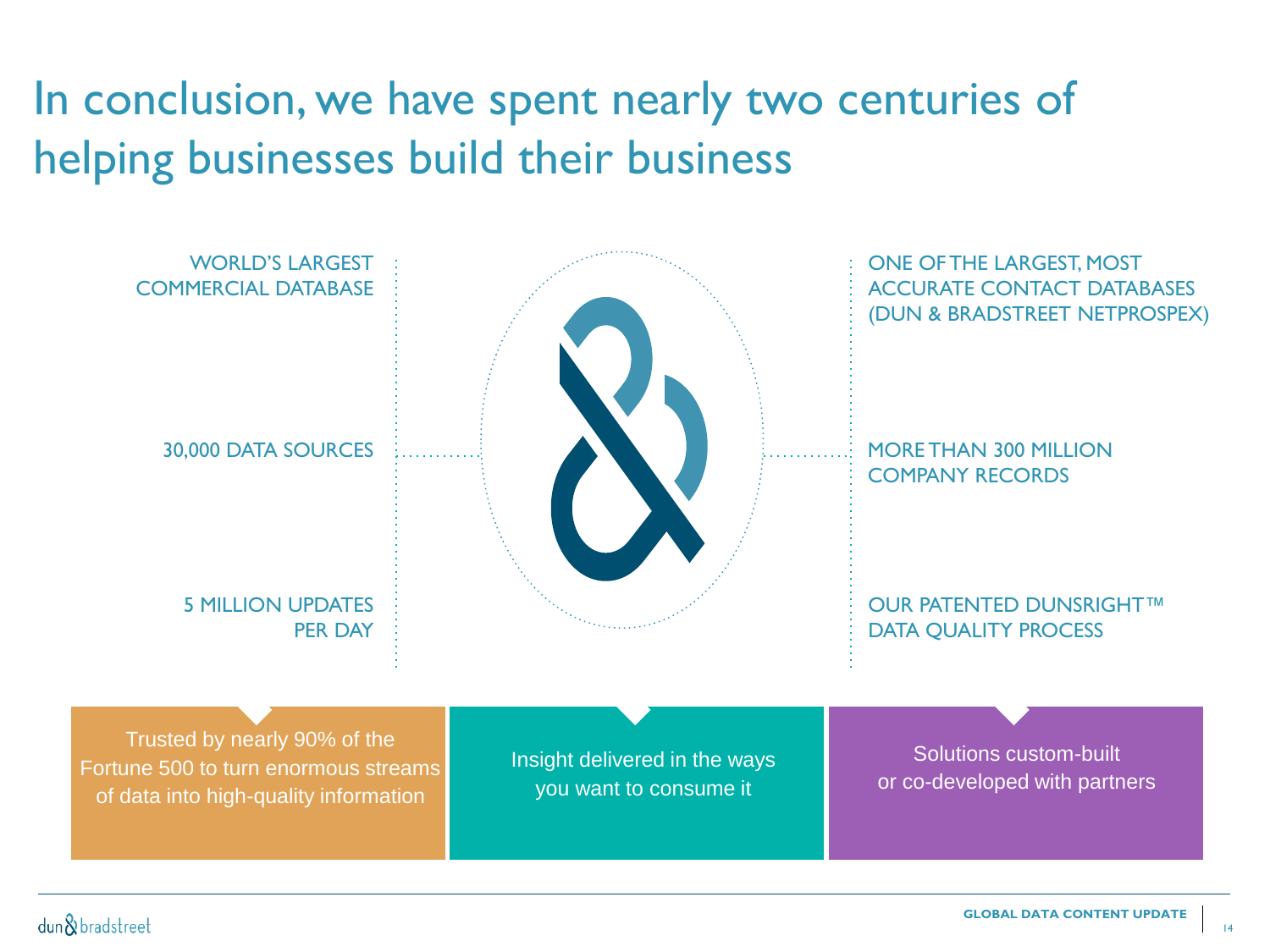# In conclusion, we have spent nearly two centuries of helping businesses build their business

WORLD'S LARGEST COMMERCIAL DATABASE

30,000 DATA SOURCES

5 MILLION UPDATES PER DAY

ONE OF THE LARGEST, MOST ACCURATE CONTACT DATABASES (DUN & BRADSTREET NETPROSPEX)

MORE THAN 300 MILLION COMPANY RECORDS

OUR PATENTED DUNSRIGHT™ DATA QUALITY PROCESS

Trusted by nearly 90% of the Fortune 500 to turn enormous streams of data into high-quality information

Insight delivered in the ways you want to consume it

Solutions custom-built or co-developed with partners